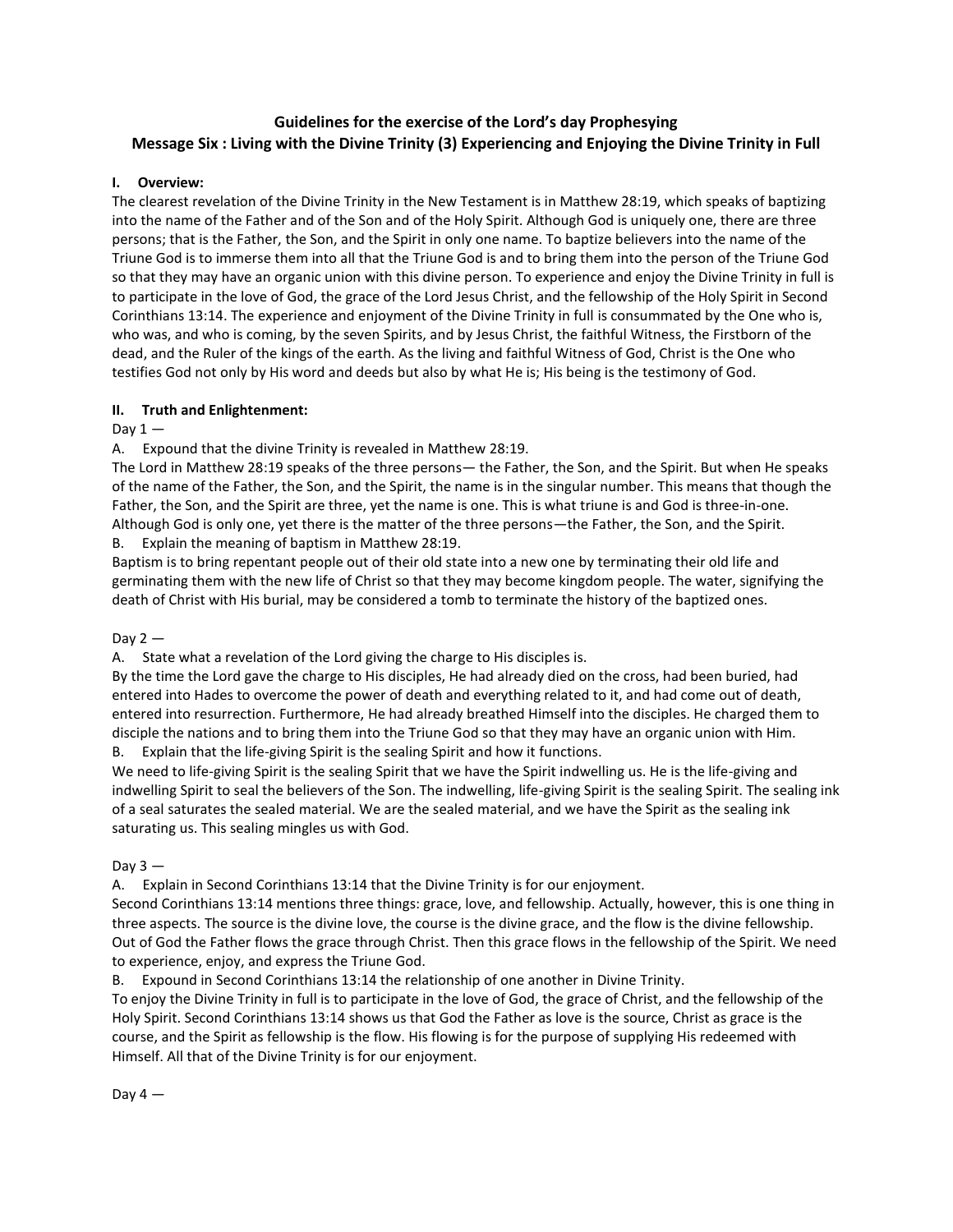# Guidelines for the exercise of the Lord's day Prophesying

## Message Six : Living with the Divine Trinity (3) Experiencing and Enjoying the Divine Trinity in Full

### I. Overview:

The clearest revelation of the Divine Trinity in the New Testament is in Matthew 28:19, which speaks of baptizing into the name of the Father and of the Son and of the Holy Spirit. Although God is uniquely one, there are three persons; that is the Father, the Son, and the Spirit in only one name. To baptize believers into the name of the Triune God is to immerse them into all that the Triune God is and to bring them into the person of the Triune God so that they may have an organic union with this divine person. To experience and enjoy the Divine Trinity in full is to participate in the love of God, the grace of the Lord Jesus Christ, and the fellowship of the Holy Spirit in Second Corinthians 13:14. The experience and enjoyment of the Divine Trinity in full is consummated by the One who is, who was, and who is coming, by the seven Spirits, and by Jesus Christ, the faithful Witness, the Firstborn of the dead, and the Ruler of the kings of the earth. As the living and faithful Witness of God, Christ is the One who testifies God not only by His word and deeds but also by what He is; His being is the testimony of God.

### II. Truth and Enlightenment:

Day 1 —

A. Expound that the divine Trinity is revealed in Matthew 28:19.

The Lord in Matthew 28:19 speaks of the three persons— the Father, the Son, and the Spirit. But when He speaks of the name of the Father, the Son, and the Spirit, the name is in the singular number. This means that though the Father, the Son, and the Spirit are three, yet the name is one. This is what triune is and God is three-in-one. Although God is only one, yet there is the matter of the three persons—the Father, the Son, and the Spirit.

B. Explain the meaning of baptism in Matthew 28:19.

Baptism is to bring repentant people out of their old state into a new one by terminating their old life and germinating them with the new life of Christ so that they may become kingdom people. The water, signifying the death of Christ with His burial, may be considered a tomb to terminate the history of the baptized ones.

Day 2 —

A. State what a revelation of the Lord giving the charge to His disciples is.

By the time the Lord gave the charge to His disciples, He had already died on the cross, had been buried, had entered into Hades to overcome the power of death and everything related to it, and had come out of death, entered into resurrection. Furthermore, He had already breathed Himself into the disciples. He charged them to disciple the nations and to bring them into the Triune God so that they may have an organic union with Him.

B. Explain that the life-giving Spirit is the sealing Spirit and how it functions.

We need to life-giving Spirit is the sealing Spirit that we have the Spirit indwelling us. He is the life-giving and indwelling Spirit to seal the believers of the Son. The indwelling, life-giving Spirit is the sealing Spirit. The sealing ink of a seal saturates the sealed material. We are the sealed material, and we have the Spirit as the sealing ink saturating us. This sealing mingles us with God.

Day 3 —

A. Explain in Second Corinthians 13:14 that the Divine Trinity is for our enjoyment.

Second Corinthians 13:14 mentions three things: grace, love, and fellowship. Actually, however, this is one thing in three aspects. The source is the divine love, the course is the divine grace, and the flow is the divine fellowship. Out of God the Father flows the grace through Christ. Then this grace flows in the fellowship of the Spirit. We need to experience, enjoy, and express the Triune God.

B. Expound in Second Corinthians 13:14 the relationship of one another in Divine Trinity.

To enjoy the Divine Trinity in full is to participate in the love of God, the grace of Christ, and the fellowship of the Holy Spirit. Second Corinthians 13:14 shows us that God the Father as love is the source, Christ as grace is the course, and the Spirit as fellowship is the flow. His flowing is for the purpose of supplying His redeemed with Himself. All that of the Divine Trinity is for our enjoyment.

Day 4 —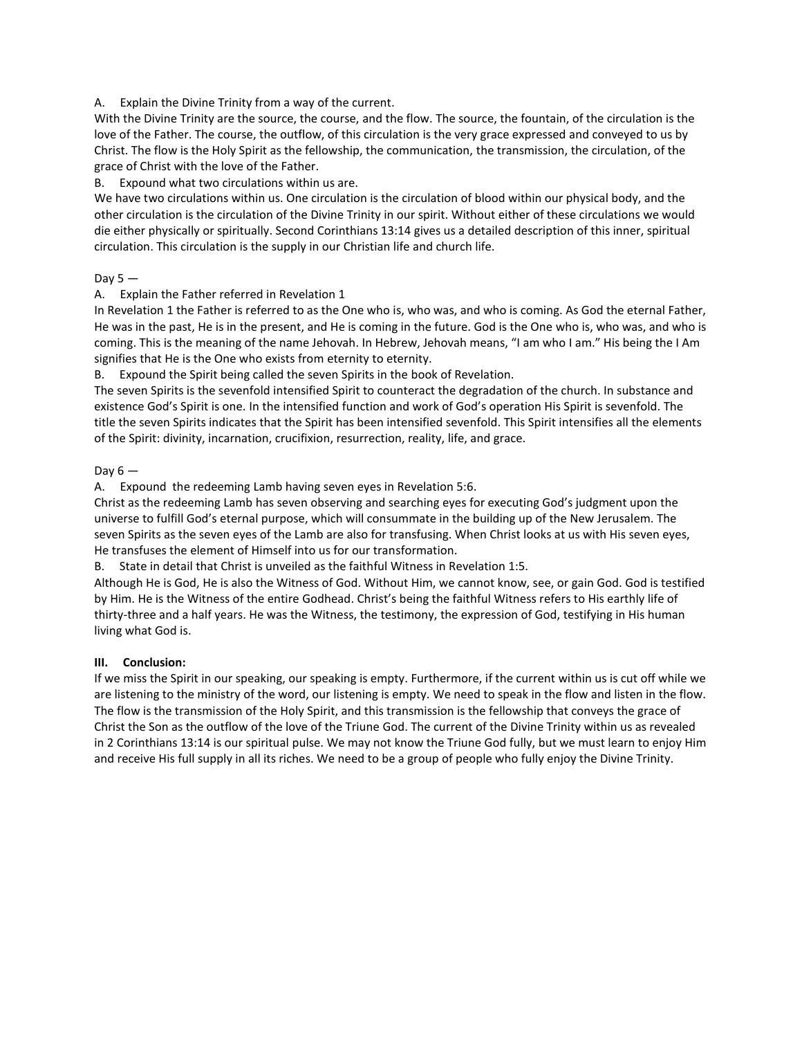A. Explain the Divine Trinity from a way of the current.

With the Divine Trinity are the source, the course, and the flow. The source, the fountain, of the circulation is the love of the Father. The course, the outflow, of this circulation is the very grace expressed and conveyed to us by Christ. The flow is the Holy Spirit as the fellowship, the communication, the transmission, the circulation, of the grace of Christ with the love of the Father.

B. Expound what two circulations within us are.

We have two circulations within us. One circulation is the circulation of blood within our physical body, and the other circulation is the circulation of the Divine Trinity in our spirit. Without either of these circulations we would die either physically or spiritually. Second Corinthians 13:14 gives us a detailed description of this inner, spiritual circulation. This circulation is the supply in our Christian life and church life.

Day 5 —

A. Explain the Father referred in Revelation 1

In Revelation 1 the Father is referred to as the One who is, who was, and who is coming. As God the eternal Father, He was in the past, He is in the present, and He is coming in the future. God is the One who is, who was, and who is coming. This is the meaning of the name Jehovah. In Hebrew, Jehovah means, "I am who I am." His being the I Am signifies that He is the One who exists from eternity to eternity.

B. Expound the Spirit being called the seven Spirits in the book of Revelation.

The seven Spirits is the sevenfold intensified Spirit to counteract the degradation of the church. In substance and existence God's Spirit is one. In the intensified function and work of God's operation His Spirit is sevenfold. The title the seven Spirits indicates that the Spirit has been intensified sevenfold. This Spirit intensifies all the elements of the Spirit: divinity, incarnation, crucifixion, resurrection, reality, life, and grace.

Day 6 —

A. Expound the redeeming Lamb having seven eyes in Revelation 5:6.

Christ as the redeeming Lamb has seven observing and searching eyes for executing God's judgment upon the universe to fulfill God's eternal purpose, which will consummate in the building up of the New Jerusalem. The seven Spirits as the seven eyes of the Lamb are also for transfusing. When Christ looks at us with His seven eyes, He transfuses the element of Himself into us for our transformation.

B. State in detail that Christ is unveiled as the faithful Witness in Revelation 1:5.

Although He is God, He is also the Witness of God. Without Him, we cannot know, see, or gain God. God is testified by Him. He is the Witness of the entire Godhead. Christ's being the faithful Witness refers to His earthly life of thirty-three and a half years. He was the Witness, the testimony, the expression of God, testifying in His human living what God is.

**III. Conclusion:**

If we miss the Spirit in our speaking, our speaking is empty. Furthermore, if the current within us is cut off while we are listening to the ministry of the word, our listening is empty. We need to speak in the flow and listen in the flow. The flow is the transmission of the Holy Spirit, and this transmission is the fellowship that conveys the grace of Christ the Son as the outflow of the love of the Triune God. The current of the Divine Trinity within us as revealed in 2 Corinthians 13:14 is our spiritual pulse. We may not know the Triune God fully, but we must learn to enjoy Him and receive His full supply in all its riches. We need to be a group of people who fully enjoy the Divine Trinity.